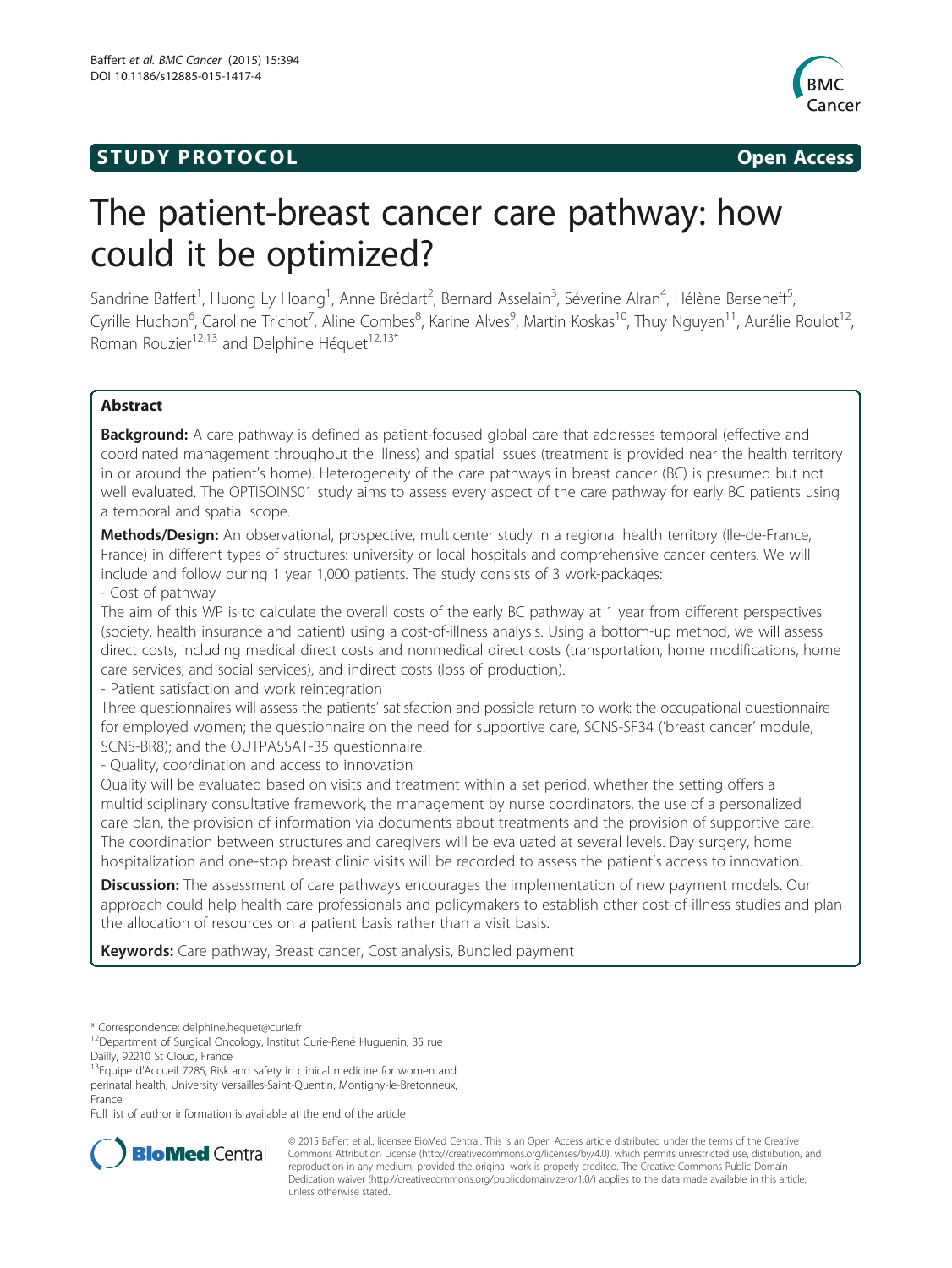STUDY PROTOCOL **Open Access**

# The patient-breast cancer care pathway: how could it be optimized?

Sandrine Baffert[1], Huong Ly Hoang[1], Anne Brédart[2], Bernard Asselain[3], Séverine Alran[4], Hélène Berseneff[5], Cyrille Huchon[6], Caroline Trichot[7], Aline Combes[8], Karine Alves[9], Martin Koskas[10], Thuy Nguyen[11], Aurélie Roulot[12], Roman Rouzier[12,13] and Delphine Héquet[12,13*]

## Abstract

**Background:** A care pathway is defined as patient-focused global care that addresses temporal (effective and coordinated management throughout the illness) and spatial issues (treatment is provided near the health territory in or around the patient's home). Heterogeneity of the care pathways in breast cancer (BC) is presumed but not well evaluated. The OPTISOINS01 study aims to assess every aspect of the care pathway for early BC patients using a temporal and spatial scope.

**Methods/Design:** An observational, prospective, multicenter study in a regional health territory (Ile-de-France, France) in different types of structures: university or local hospitals and comprehensive cancer centers. We will include and follow during 1 year 1,000 patients. The study consists of 3 work-packages:

- Cost of pathway

The aim of this WP is to calculate the overall costs of the early BC pathway at 1 year from different perspectives (society, health insurance and patient) using a cost-of-illness analysis. Using a bottom-up method, we will assess direct costs, including medical direct costs and nonmedical direct costs (transportation, home modifications, home care services, and social services), and indirect costs (loss of production).

- Patient satisfaction and work reintegration

Three questionnaires will assess the patients' satisfaction and possible return to work: the occupational questionnaire for employed women; the questionnaire on the need for supportive care, SCNS-SF34 ('breast cancer' module, SCNS-BR8); and the OUTPASSAT-35 questionnaire.

- Quality, coordination and access to innovation

Quality will be evaluated based on visits and treatment within a set period, whether the setting offers a multidisciplinary consultative framework, the management by nurse coordinators, the use of a personalized care plan, the provision of information via documents about treatments and the provision of supportive care. The coordination between structures and caregivers will be evaluated at several levels. Day surgery, home hospitalization and one-stop breast clinic visits will be recorded to assess the patient's access to innovation.

**Discussion:** The assessment of care pathways encourages the implementation of new payment models. Our approach could help health care professionals and policymakers to establish other cost-of-illness studies and plan the allocation of resources on a patient basis rather than a visit basis.

**Keywords:** Care pathway, Breast cancer, Cost analysis, Bundled payment

\* Correspondence: delphine.hequet@curie.fr
[12]Department of Surgical Oncology, Institut Curie-René Huguenin, 35 rue Dailly, 92210 St Cloud, France
[13]Equipe d'Accueil 7285, Risk and safety in clinical medicine for women and perinatal health, University Versailles-Saint-Quentin, Montigny-le-Bretonneux, France
Full list of author information is available at the end of the article

© 2015 Baffert et al.; licensee BioMed Central. This is an Open Access article distributed under the terms of the Creative Commons Attribution License (http://creativecommons.org/licenses/by/4.0), which permits unrestricted use, distribution, and reproduction in any medium, provided the original work is properly credited. The Creative Commons Public Domain Dedication waiver (http://creativecommons.org/publicdomain/zero/1.0/) applies to the data made available in this article, unless otherwise stated.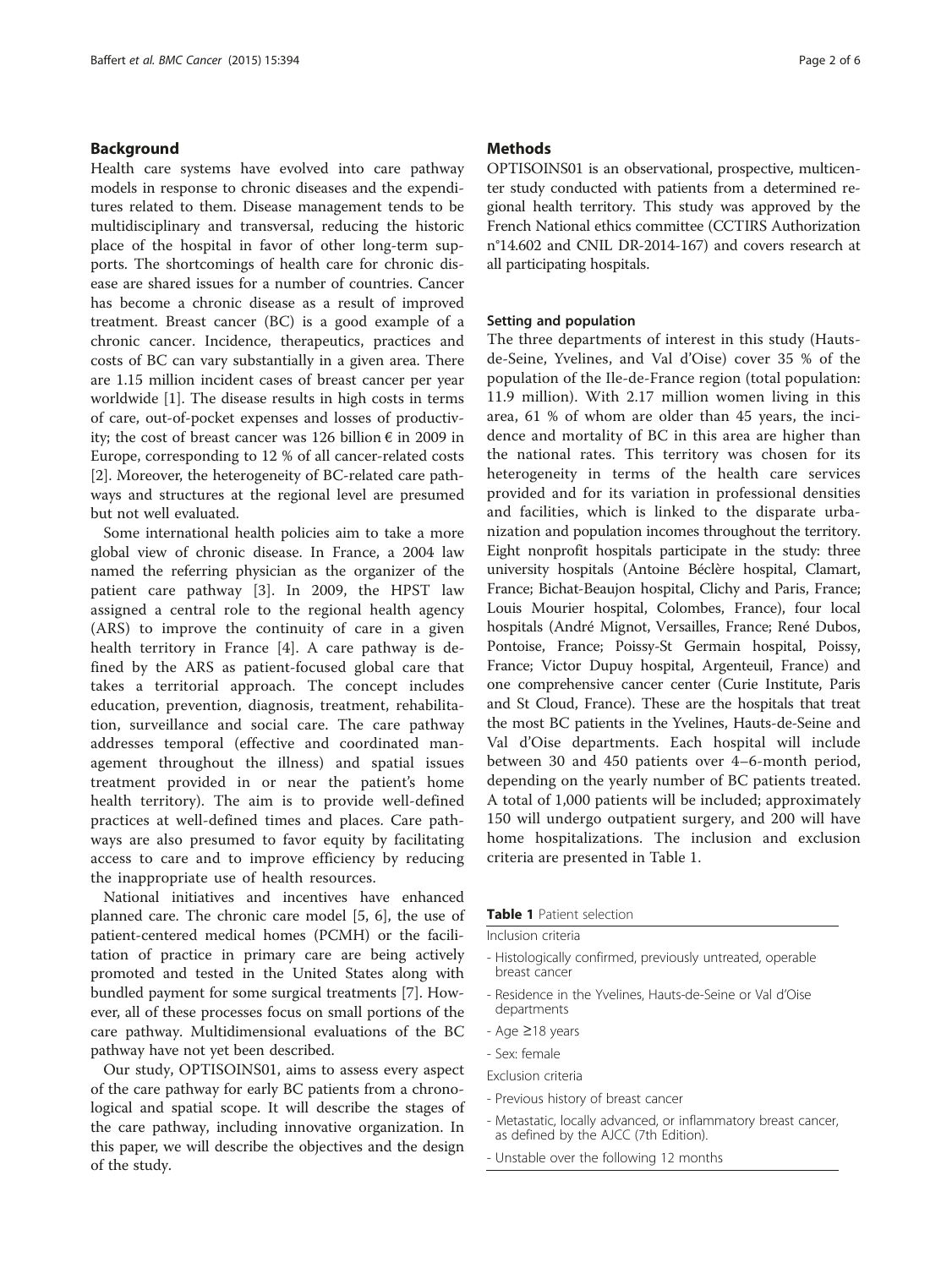## Background

Health care systems have evolved into care pathway models in response to chronic diseases and the expenditures related to them. Disease management tends to be multidisciplinary and transversal, reducing the historic place of the hospital in favor of other long-term supports. The shortcomings of health care for chronic disease are shared issues for a number of countries. Cancer has become a chronic disease as a result of improved treatment. Breast cancer (BC) is a good example of a chronic cancer. Incidence, therapeutics, practices and costs of BC can vary substantially in a given area. There are 1.15 million incident cases of breast cancer per year worldwide [1]. The disease results in high costs in terms of care, out-of-pocket expenses and losses of productivity; the cost of breast cancer was 126 billion € in 2009 in Europe, corresponding to 12 % of all cancer-related costs [2]. Moreover, the heterogeneity of BC-related care pathways and structures at the regional level are presumed but not well evaluated.

Some international health policies aim to take a more global view of chronic disease. In France, a 2004 law named the referring physician as the organizer of the patient care pathway [3]. In 2009, the HPST law assigned a central role to the regional health agency (ARS) to improve the continuity of care in a given health territory in France [4]. A care pathway is defined by the ARS as patient-focused global care that takes a territorial approach. The concept includes education, prevention, diagnosis, treatment, rehabilitation, surveillance and social care. The care pathway addresses temporal (effective and coordinated management throughout the illness) and spatial issues treatment provided in or near the patient's home health territory). The aim is to provide well-defined practices at well-defined times and places. Care pathways are also presumed to favor equity by facilitating access to care and to improve efficiency by reducing the inappropriate use of health resources.

National initiatives and incentives have enhanced planned care. The chronic care model [5, 6], the use of patient-centered medical homes (PCMH) or the facilitation of practice in primary care are being actively promoted and tested in the United States along with bundled payment for some surgical treatments [7]. However, all of these processes focus on small portions of the care pathway. Multidimensional evaluations of the BC pathway have not yet been described.

Our study, OPTISOINS01, aims to assess every aspect of the care pathway for early BC patients from a chronological and spatial scope. It will describe the stages of the care pathway, including innovative organization. In this paper, we will describe the objectives and the design of the study.

## Methods

OPTISOINS01 is an observational, prospective, multicenter study conducted with patients from a determined regional health territory. This study was approved by the French National ethics committee (CCTIRS Authorization n°14.602 and CNIL DR-2014-167) and covers research at all participating hospitals.

### Setting and population

The three departments of interest in this study (Hauts-de-Seine, Yvelines, and Val d'Oise) cover 35 % of the population of the Ile-de-France region (total population: 11.9 million). With 2.17 million women living in this area, 61 % of whom are older than 45 years, the incidence and mortality of BC in this area are higher than the national rates. This territory was chosen for its heterogeneity in terms of the health care services provided and for its variation in professional densities and facilities, which is linked to the disparate urbanization and population incomes throughout the territory. Eight nonprofit hospitals participate in the study: three university hospitals (Antoine Béclère hospital, Clamart, France; Bichat-Beaujon hospital, Clichy and Paris, France; Louis Mourier hospital, Colombes, France), four local hospitals (André Mignot, Versailles, France; René Dubos, Pontoise, France; Poissy-St Germain hospital, Poissy, France; Victor Dupuy hospital, Argenteuil, France) and one comprehensive cancer center (Curie Institute, Paris and St Cloud, France). These are the hospitals that treat the most BC patients in the Yvelines, Hauts-de-Seine and Val d'Oise departments. Each hospital will include between 30 and 450 patients over 4–6-month period, depending on the yearly number of BC patients treated. A total of 1,000 patients will be included; approximately 150 will undergo outpatient surgery, and 200 will have home hospitalizations. The inclusion and exclusion criteria are presented in Table 1.

**Table 1** Patient selection

| |
|---|
| Inclusion criteria |
| - Histologically confirmed, previously untreated, operable breast cancer |
| - Residence in the Yvelines, Hauts-de-Seine or Val d'Oise departments |
| - Age ≥18 years |
| - Sex: female |
| Exclusion criteria |
| - Previous history of breast cancer |
| - Metastatic, locally advanced, or inflammatory breast cancer, as defined by the AJCC (7th Edition). |
| - Unstable over the following 12 months |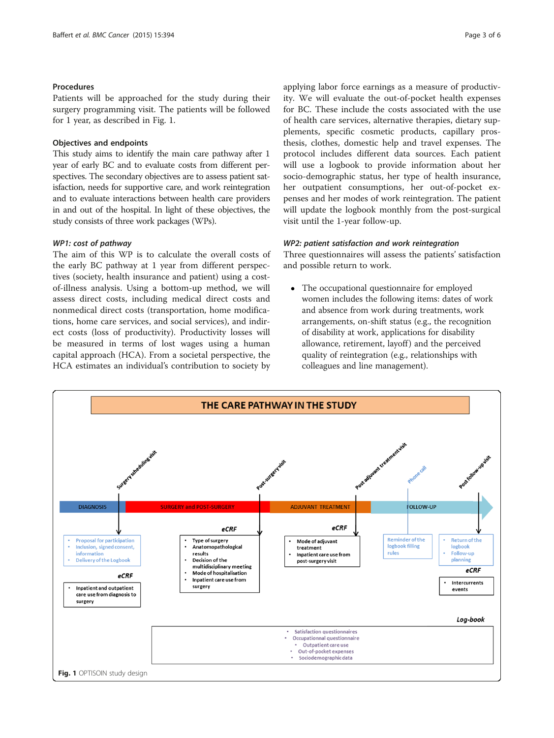### Procedures

Patients will be approached for the study during their surgery programming visit. The patients will be followed for 1 year, as described in Fig. 1.

### Objectives and endpoints

This study aims to identify the main care pathway after 1 year of early BC and to evaluate costs from different perspectives. The secondary objectives are to assess patient satisfaction, needs for supportive care, and work reintegration and to evaluate interactions between health care providers in and out of the hospital. In light of these objectives, the study consists of three work packages (WPs).

#### *WP1: cost of pathway*

The aim of this WP is to calculate the overall costs of the early BC pathway at 1 year from different perspectives (society, health insurance and patient) using a cost-of-illness analysis. Using a bottom-up method, we will assess direct costs, including medical direct costs and nonmedical direct costs (transportation, home modifications, home care services, and social services), and indirect costs (loss of productivity). Productivity losses will be measured in terms of lost wages using a human capital approach (HCA). From a societal perspective, the HCA estimates an individual's contribution to society by applying labor force earnings as a measure of productivity. We will evaluate the out-of-pocket health expenses for BC. These include the costs associated with the use of health care services, alternative therapies, dietary supplements, specific cosmetic products, capillary prosthesis, clothes, domestic help and travel expenses. The protocol includes different data sources. Each patient will use a logbook to provide information about her socio-demographic status, her type of health insurance, her outpatient consumptions, her out-of-pocket expenses and her modes of work reintegration. The patient will update the logbook monthly from the post-surgical visit until the 1-year follow-up.

#### *WP2: patient satisfaction and work reintegration*

Three questionnaires will assess the patients' satisfaction and possible return to work.

- The occupational questionnaire for employed women includes the following items: dates of work and absence from work during treatments, work arrangements, on-shift status (e.g., the recognition of disability at work, applications for disability allowance, retirement, layoff) and the perceived quality of reintegration (e.g., relationships with colleagues and line management).

**Fig. 1** OPTISOIN study design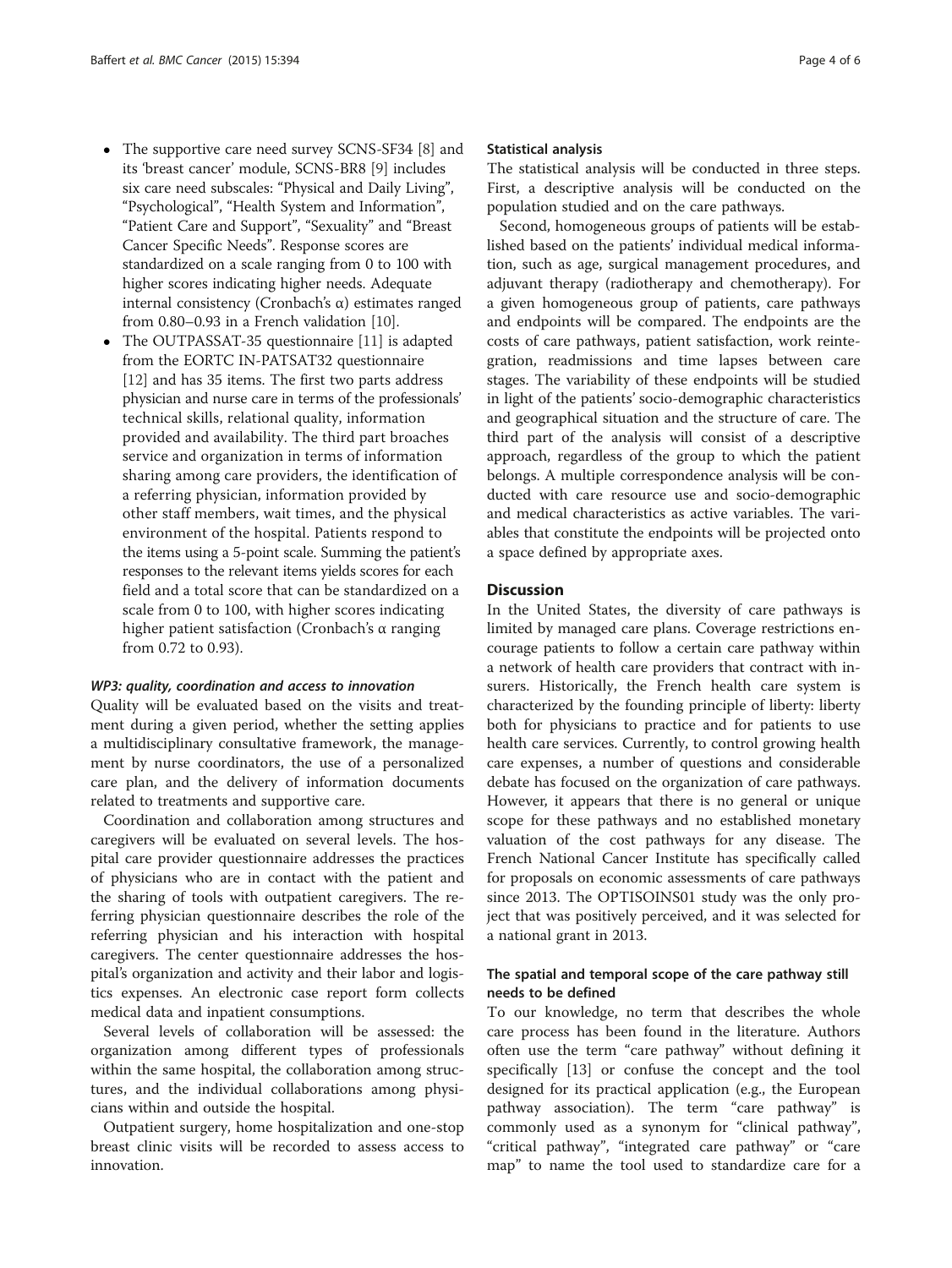- The supportive care need survey SCNS-SF34 [8] and its 'breast cancer' module, SCNS-BR8 [9] includes six care need subscales: "Physical and Daily Living", "Psychological", "Health System and Information", "Patient Care and Support", "Sexuality" and "Breast Cancer Specific Needs". Response scores are standardized on a scale ranging from 0 to 100 with higher scores indicating higher needs. Adequate internal consistency (Cronbach's α) estimates ranged from 0.80–0.93 in a French validation [10].
- The OUTPASSAT-35 questionnaire [11] is adapted from the EORTC IN-PATSAT32 questionnaire [12] and has 35 items. The first two parts address physician and nurse care in terms of the professionals' technical skills, relational quality, information provided and availability. The third part broaches service and organization in terms of information sharing among care providers, the identification of a referring physician, information provided by other staff members, wait times, and the physical environment of the hospital. Patients respond to the items using a 5-point scale. Summing the patient's responses to the relevant items yields scores for each field and a total score that can be standardized on a scale from 0 to 100, with higher scores indicating higher patient satisfaction (Cronbach's α ranging from 0.72 to 0.93).

#### *WP3: quality, coordination and access to innovation*

Quality will be evaluated based on the visits and treatment during a given period, whether the setting applies a multidisciplinary consultative framework, the management by nurse coordinators, the use of a personalized care plan, and the delivery of information documents related to treatments and supportive care.

Coordination and collaboration among structures and caregivers will be evaluated on several levels. The hospital care provider questionnaire addresses the practices of physicians who are in contact with the patient and the sharing of tools with outpatient caregivers. The referring physician questionnaire describes the role of the referring physician and his interaction with hospital caregivers. The center questionnaire addresses the hospital's organization and activity and their labor and logistics expenses. An electronic case report form collects medical data and inpatient consumptions.

Several levels of collaboration will be assessed: the organization among different types of professionals within the same hospital, the collaboration among structures, and the individual collaborations among physicians within and outside the hospital.

Outpatient surgery, home hospitalization and one-stop breast clinic visits will be recorded to assess access to innovation.

#### Statistical analysis

The statistical analysis will be conducted in three steps. First, a descriptive analysis will be conducted on the population studied and on the care pathways.

Second, homogeneous groups of patients will be established based on the patients' individual medical information, such as age, surgical management procedures, and adjuvant therapy (radiotherapy and chemotherapy). For a given homogeneous group of patients, care pathways and endpoints will be compared. The endpoints are the costs of care pathways, patient satisfaction, work reintegration, readmissions and time lapses between care stages. The variability of these endpoints will be studied in light of the patients' socio-demographic characteristics and geographical situation and the structure of care. The third part of the analysis will consist of a descriptive approach, regardless of the group to which the patient belongs. A multiple correspondence analysis will be conducted with care resource use and socio-demographic and medical characteristics as active variables. The variables that constitute the endpoints will be projected onto a space defined by appropriate axes.

## Discussion

In the United States, the diversity of care pathways is limited by managed care plans. Coverage restrictions encourage patients to follow a certain care pathway within a network of health care providers that contract with insurers. Historically, the French health care system is characterized by the founding principle of liberty: liberty both for physicians to practice and for patients to use health care services. Currently, to control growing health care expenses, a number of questions and considerable debate has focused on the organization of care pathways. However, it appears that there is no general or unique scope for these pathways and no established monetary valuation of the cost pathways for any disease. The French National Cancer Institute has specifically called for proposals on economic assessments of care pathways since 2013. The OPTISOINS01 study was the only project that was positively perceived, and it was selected for a national grant in 2013.

### The spatial and temporal scope of the care pathway still needs to be defined

To our knowledge, no term that describes the whole care process has been found in the literature. Authors often use the term "care pathway" without defining it specifically [13] or confuse the concept and the tool designed for its practical application (e.g., the European pathway association). The term "care pathway" is commonly used as a synonym for "clinical pathway", "critical pathway", "integrated care pathway" or "care map" to name the tool used to standardize care for a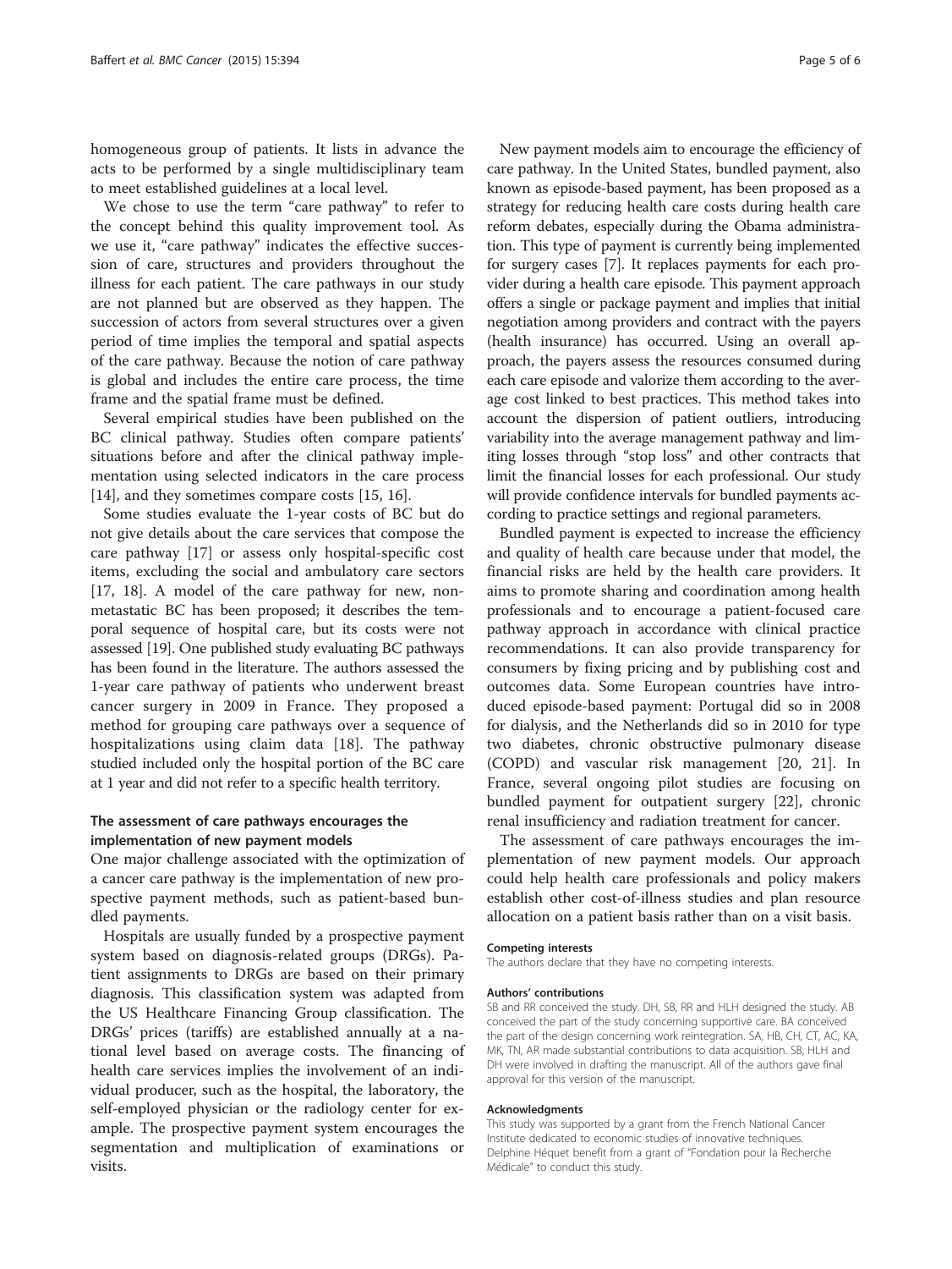homogeneous group of patients. It lists in advance the acts to be performed by a single multidisciplinary team to meet established guidelines at a local level.

We chose to use the term "care pathway" to refer to the concept behind this quality improvement tool. As we use it, "care pathway" indicates the effective succession of care, structures and providers throughout the illness for each patient. The care pathways in our study are not planned but are observed as they happen. The succession of actors from several structures over a given period of time implies the temporal and spatial aspects of the care pathway. Because the notion of care pathway is global and includes the entire care process, the time frame and the spatial frame must be defined.

Several empirical studies have been published on the BC clinical pathway. Studies often compare patients' situations before and after the clinical pathway implementation using selected indicators in the care process [14], and they sometimes compare costs [15, 16].

Some studies evaluate the 1-year costs of BC but do not give details about the care services that compose the care pathway [17] or assess only hospital-specific cost items, excluding the social and ambulatory care sectors [17, 18]. A model of the care pathway for new, non-metastatic BC has been proposed; it describes the temporal sequence of hospital care, but its costs were not assessed [19]. One published study evaluating BC pathways has been found in the literature. The authors assessed the 1-year care pathway of patients who underwent breast cancer surgery in 2009 in France. They proposed a method for grouping care pathways over a sequence of hospitalizations using claim data [18]. The pathway studied included only the hospital portion of the BC care at 1 year and did not refer to a specific health territory.

### The assessment of care pathways encourages the implementation of new payment models

One major challenge associated with the optimization of a cancer care pathway is the implementation of new prospective payment methods, such as patient-based bundled payments.

Hospitals are usually funded by a prospective payment system based on diagnosis-related groups (DRGs). Patient assignments to DRGs are based on their primary diagnosis. This classification system was adapted from the US Healthcare Financing Group classification. The DRGs' prices (tariffs) are established annually at a national level based on average costs. The financing of health care services implies the involvement of an individual producer, such as the hospital, the laboratory, the self-employed physician or the radiology center for example. The prospective payment system encourages the segmentation and multiplication of examinations or visits.

New payment models aim to encourage the efficiency of care pathway. In the United States, bundled payment, also known as episode-based payment, has been proposed as a strategy for reducing health care costs during health care reform debates, especially during the Obama administration. This type of payment is currently being implemented for surgery cases [7]. It replaces payments for each provider during a health care episode. This payment approach offers a single or package payment and implies that initial negotiation among providers and contract with the payers (health insurance) has occurred. Using an overall approach, the payers assess the resources consumed during each care episode and valorize them according to the average cost linked to best practices. This method takes into account the dispersion of patient outliers, introducing variability into the average management pathway and limiting losses through "stop loss" and other contracts that limit the financial losses for each professional. Our study will provide confidence intervals for bundled payments according to practice settings and regional parameters.

Bundled payment is expected to increase the efficiency and quality of health care because under that model, the financial risks are held by the health care providers. It aims to promote sharing and coordination among health professionals and to encourage a patient-focused care pathway approach in accordance with clinical practice recommendations. It can also provide transparency for consumers by fixing pricing and by publishing cost and outcomes data. Some European countries have introduced episode-based payment: Portugal did so in 2008 for dialysis, and the Netherlands did so in 2010 for type two diabetes, chronic obstructive pulmonary disease (COPD) and vascular risk management [20, 21]. In France, several ongoing pilot studies are focusing on bundled payment for outpatient surgery [22], chronic renal insufficiency and radiation treatment for cancer.

The assessment of care pathways encourages the implementation of new payment models. Our approach could help health care professionals and policy makers establish other cost-of-illness studies and plan resource allocation on a patient basis rather than on a visit basis.

#### Competing interests

The authors declare that they have no competing interests.

#### Authors' contributions

SB and RR conceived the study. DH, SB, RR and HLH designed the study. AB conceived the part of the study concerning supportive care. BA conceived the part of the design concerning work reintegration. SA, HB, CH, CT, AC, KA, MK, TN, AR made substantial contributions to data acquisition. SB, HLH and DH were involved in drafting the manuscript. All of the authors gave final approval for this version of the manuscript.

#### Acknowledgments

This study was supported by a grant from the French National Cancer Institute dedicated to economic studies of innovative techniques. Delphine Héquet benefit from a grant of "Fondation pour la Recherche Médicale" to conduct this study.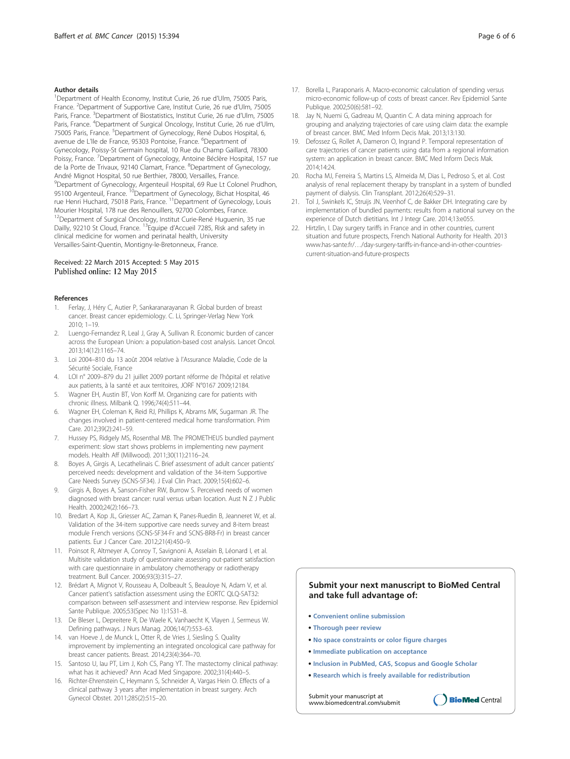#### Author details

[1]Department of Health Economy, Institut Curie, 26 rue d'Ulm, 75005 Paris, France. [2]Department of Supportive Care, Institut Curie, 26 rue d'Ulm, 75005 Paris, France. [3]Department of Biostatistics, Institut Curie, 26 rue d'Ulm, 75005 Paris, France. [4]Department of Surgical Oncology, Institut Curie, 26 rue d'Ulm, 75005 Paris, France. [5]Department of Gynecology, René Dubos Hospital, 6, avenue de L'Ile de France, 95303 Pontoise, France. [6]Department of Gynecology, Poissy-St Germain hospital, 10 Rue du Champ Gaillard, 78300 Poissy, France. [7]Department of Gynecology, Antoine Béclère Hospital, 157 rue de la Porte de Trivaux, 92140 Clamart, France. [8]Department of Gynecology, André Mignot Hospital, 50 rue Berthier, 78000, Versailles, France. [9]Department of Gynecology, Argenteuil Hospital, 69 Rue Lt Colonel Prudhon, 95100 Argenteuil, France. [10]Department of Gynecology, Bichat Hospital, 46 rue Henri Huchard, 75018 Paris, France. [11]Department of Gynecology, Louis Mourier Hospital, 178 rue des Renouillers, 92700 Colombes, France. [12]Department of Surgical Oncology, Institut Curie-René Huguenin, 35 rue Dailly, 92210 St Cloud, France. [13]Equipe d'Accueil 7285, Risk and safety in clinical medicine for women and perinatal health, University Versailles-Saint-Quentin, Montigny-le-Bretonneux, France.

Received: 22 March 2015 Accepted: 5 May 2015
Published online: 12 May 2015

#### References

1. Ferlay, J, Héry C, Autier P, Sankaranarayanan R. Global burden of breast cancer. Breast cancer epidemiology. C. Li, Springer-Verlag New York 2010; 1–19.
2. Luengo-Fernandez R, Leal J, Gray A, Sullivan R. Economic burden of cancer across the European Union: a population-based cost analysis. Lancet Oncol. 2013;14(12):1165–74.
3. Loi 2004–810 du 13 août 2004 relative à l'Assurance Maladie, Code de la Sécurité Sociale, France
4. LOI n° 2009–879 du 21 juillet 2009 portant réforme de l'hôpital et relative aux patients, à la santé et aux territoires, JORF N°0167 2009;12184.
5. Wagner EH, Austin BT, Von Korff M. Organizing care for patients with chronic illness. Milbank Q. 1996;74(4):511–44.
6. Wagner EH, Coleman K, Reid RJ, Phillips K, Abrams MK, Sugarman JR. The changes involved in patient-centered medical home transformation. Prim Care. 2012;39(2):241–59.
7. Hussey PS, Ridgely MS, Rosenthal MB. The PROMETHEUS bundled payment experiment: slow start shows problems in implementing new payment models. Health Aff (Millwood). 2011;30(11):2116–24.
8. Boyes A, Girgis A, Lecathelinais C. Brief assessment of adult cancer patients' perceived needs: development and validation of the 34-item Supportive Care Needs Survey (SCNS-SF34). J Eval Clin Pract. 2009;15(4):602–6.
9. Girgis A, Boyes A, Sanson-Fisher RW, Burrow S. Perceived needs of women diagnosed with breast cancer: rural versus urban location. Aust N Z J Public Health. 2000;24(2):166–73.
10. Bredart A, Kop JL, Griesser AC, Zaman K, Panes-Ruedin B, Jeanneret W, et al. Validation of the 34-item supportive care needs survey and 8-item breast module French versions (SCNS-SF34-Fr and SCNS-BR8-Fr) in breast cancer patients. Eur J Cancer Care. 2012;21(4):450–9.
11. Poinsot R, Altmeyer A, Conroy T, Savignoni A, Asselain B, Léonard I, et al. Multisite validation study of questionnaire assessing out-patient satisfaction with care questionnaire in ambulatory chemotherapy or radiotherapy treatment. Bull Cancer. 2006;93(3):315–27.
12. Brédart A, Mignot V, Rousseau A, Dolbeault S, Beauloye N, Adam V, et al. Cancer patient's satisfaction assessment using the EORTC QLQ-SAT32: comparison between self-assessment and interview response. Rev Epidemiol Sante Publique. 2005;53(Spec No 1):1S31–8.
13. De Bleser L, Depreitere R, De Waele K, Vanhaecht K, Vlayen J, Sermeus W. Defining pathways. J Nurs Manag. 2006;14(7):553–63.
14. van Hoeve J, de Munck L, Otter R, de Vries J, Siesling S. Quality improvement by implementing an integrated oncological care pathway for breast cancer patients. Breast. 2014;23(4):364–70.
15. Santoso U, Iau PT, Lim J, Koh CS, Pang YT. The mastectomy clinical pathway: what has it achieved? Ann Acad Med Singapore. 2002;31(4):440–5.
16. Richter-Ehrenstein C, Heymann S, Schneider A, Vargas Hein O. Effects of a clinical pathway 3 years after implementation in breast surgery. Arch Gynecol Obstet. 2011;285(2):515–20.
17. Borella L, Paraponaris A. Macro-economic calculation of spending versus micro-economic follow-up of costs of breast cancer. Rev Epidemiol Sante Publique. 2002;50(6):581–92.
18. Jay N, Nuemi G, Gadreau M, Quantin C. A data mining approach for grouping and analyzing trajectories of care using claim data: the example of breast cancer. BMC Med Inform Decis Mak. 2013;13:130.
19. Defossez G, Rollet A, Dameron O, Ingrand P. Temporal representation of care trajectories of cancer patients using data from a regional information system: an application in breast cancer. BMC Med Inform Decis Mak. 2014;14:24.
20. Rocha MJ, Ferreira S, Martins LS, Almeida M, Dias L, Pedroso S, et al. Cost analysis of renal replacement therapy by transplant in a system of bundled payment of dialysis. Clin Transplant. 2012;26(4):529–31.
21. Tol J, Swinkels IC, Struijs JN, Veenhof C, de Bakker DH. Integrating care by implementation of bundled payments: results from a national survey on the experience of Dutch dietitians. Int J Integr Care. 2014;13:e055.
22. Hirtzlin, I. Day surgery tariffs in France and in other countries, current situation and future prospects, French National Authority for Health. 2013 www.has-sante.fr/…/day-surgery-tariffs-in-france-and-in-other-countries-current-situation-and-future-prospects

**Submit your next manuscript to BioMed Central and take full advantage of:**

- **Convenient online submission**
- **Thorough peer review**
- **No space constraints or color figure charges**
- **Immediate publication on acceptance**
- **Inclusion in PubMed, CAS, Scopus and Google Scholar**
- **Research which is freely available for redistribution**

Submit your manuscript at
www.biomedcentral.com/submit

BioMed Central